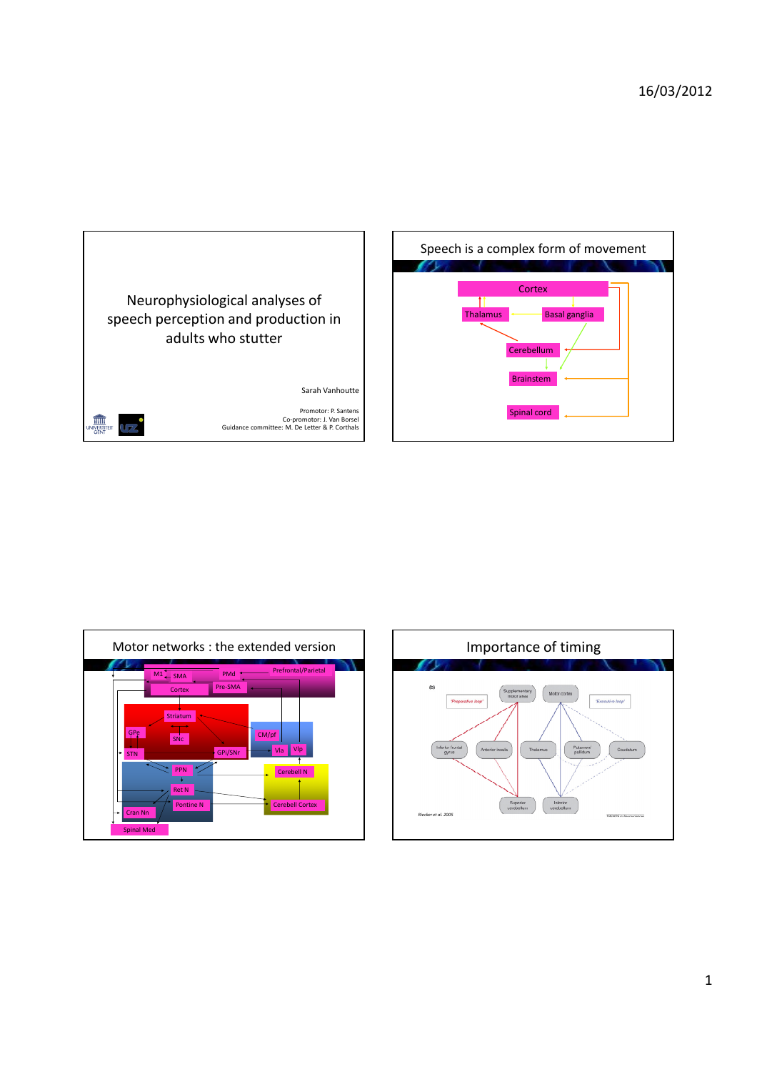## Neurophysiological analyses of speech perception and production in adults who stutter

Sarah Vanhoutte

Promotor: P. Santens
Co-promotor: J. Van Borsel
Guidance committee: M. De Letter & P. Corthals

## Speech is a complex form of movement

- Cortex
- Thalamus
- Basal ganglia
- Cerebellum
- Brainstem
- Spinal cord

## Motor networks : the extended version

- M1, SMA, PMd, Prefrontal/Parietal
- Cortex, Pre-SMA
- Striatum, GPe, SNc, STN, GPi/SNr
- CM/pf, VIa, VIp
- PPN, Ret N, Pontine N, Cran Nn
- Cerebell N, Cerebell Cortex
- Spinal Med

## Importance of timing

'Preparative loop' — Supplementary motor area, Inferior frontal gyrus, Anterior insula, Superior cerebellum

'Executive loop' — Motor cortex, Thalamus, Putamen/pallidum, Caudatum, Inferior cerebellum

Riecker et al. 2005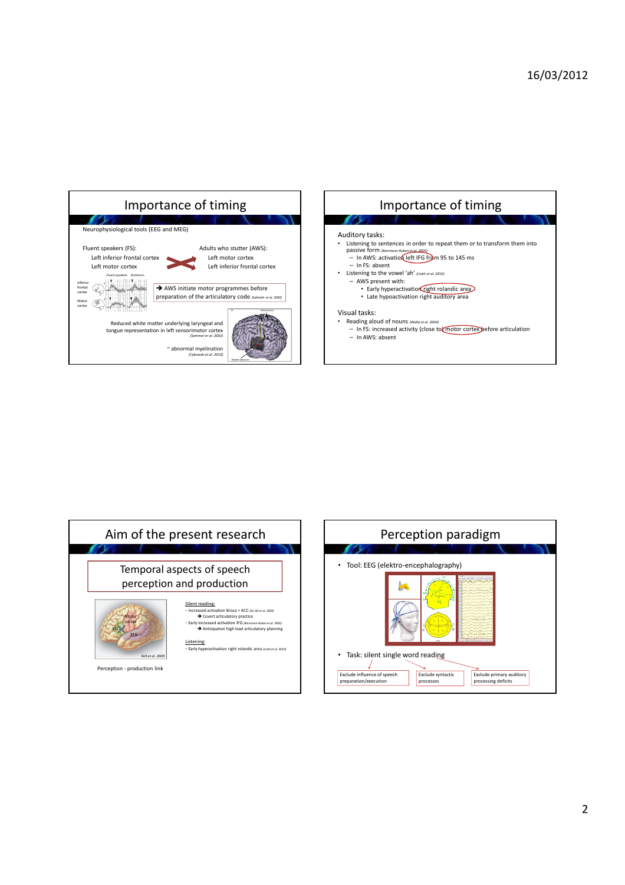## Importance of timing

Neurophysiological tools (EEG and MEG)

Fluent speakers (FS):
- Left inferior frontal cortex
- Left motor cortex

Adults who stutter (AWS):
- Left motor cortex
- Left inferior frontal cortex

→ AWS initiate motor programmes before preparation of the articulatory code (*Salmelin et al. 2000*)

Reduced white matter underlying laryngeal and tongue representation in left sensorimotor cortex (*Sommer et al. 2002*)

~ abnormal myelination (*Cykowski et al. 2010*)

## Importance of timing

Auditory tasks:

- Listening to sentences in order to repeat them or to transform them into passive form (*Biermann-Ruben et al. 2005*)
  - In AWS: activation left IFG from 95 to 145 ms
  - In FS: absent
- Listening to the vowel 'ah' (*Liotti et al. 2010*)
  - AWS present with:
    - Early hyperactivation right rolandic area
    - Late hypoactivation right auditory area

Visual tasks:

- Reading aloud of nouns (*Walla et al. 2004*)
  - In FS: increased activity (close to motor cortex before articulation
  - In AWS: absent

## Aim of the present research

Temporal aspects of speech perception and production

Silent reading:
- Increased activation Broca + ACC (*De Nil et al. 2000*)
  - → Covert articulatory practice
- Early increased activation IFG (*Biermann-Ruben et al. 2005*)
  - → Anticipation high load articulatory planning

Listening:
- Early hyperactivation right rolandic area (*Liotti et al. 2010*)

Perception - production link

## Perception paradigm

- Tool: EEG (elektro-encephalography)
- Task: silent single word reading

Exclude influence of speech preparation/execution | Exclude syntactic processes | Exclude primary auditory processing deficits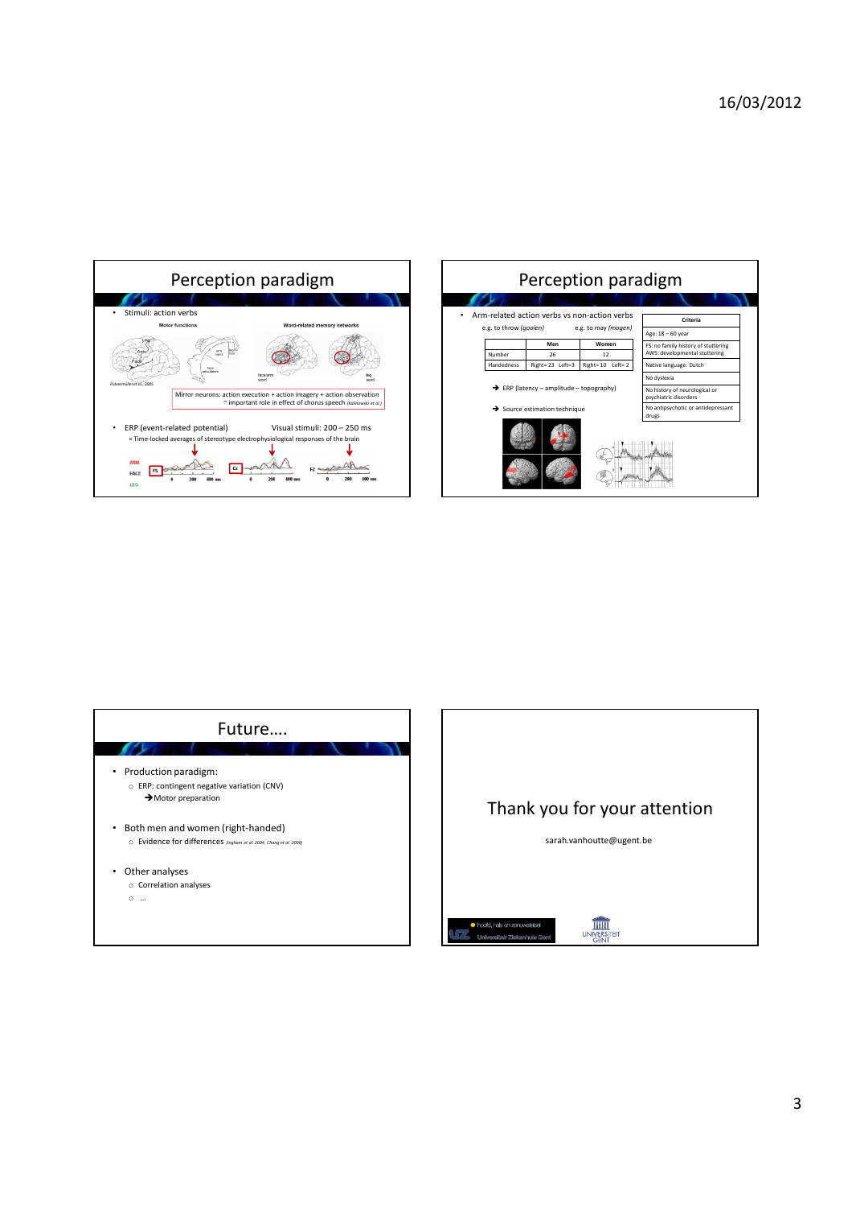## Perception paradigm

- Stimuli: action verbs

Motor functions

Word-related memory networks

Pulvermüller et al., 2005

Mirror neurons: action execution + action imagery + action observation
~ important role in effect of chorus speech (Kalinowski et al.)

- ERP (event-related potential) Visual stimuli: 200 – 250 ms
  = Time-locked averages of stereotype electrophysiological responses of the brain

ARM
FACE
LEG

F5 0 200 400 ms
Cz 0 200 400 ms
F2 0 200 400 ms

## Perception paradigm

- Arm-related action verbs vs non-action verbs
  e.g. to throw *(gooien)* e.g. to may *(mogen)*

| | Men | Women |
|---|---|---|
| Number | 26 | 12 |
| Handedness | Right= 23 Left=3 | Right= 10 Left= 2 |

| Criteria |
|---|
| Age: 18 – 60 year |
| FS: no family history of stuttering<br>AWS: developmental stuttering |
| Native language: Dutch |
| No dyslexia |
| No history of neurological or psychiatric disorders |
| No antipsychotic or antidepressant drugs |

➔ ERP (latency – amplitude – topography)

➔ Source estimation technique

## Future….

- Production paradigm:
  - ERP: contingent negative variation (CNV)
    ➔Motor preparation
- Both men and women (right-handed)
  - Evidence for differences *(Ingham et al. 2004, Chang et al. 2009)*
- Other analyses
  - Correlation analyses
  - …

## Thank you for your attention

sarah.vanhoutte@ugent.be

hoofd, hals en zenuwstelsel
UZ Universitair Ziekenhuis Gent

UNIVERSITEIT GENT